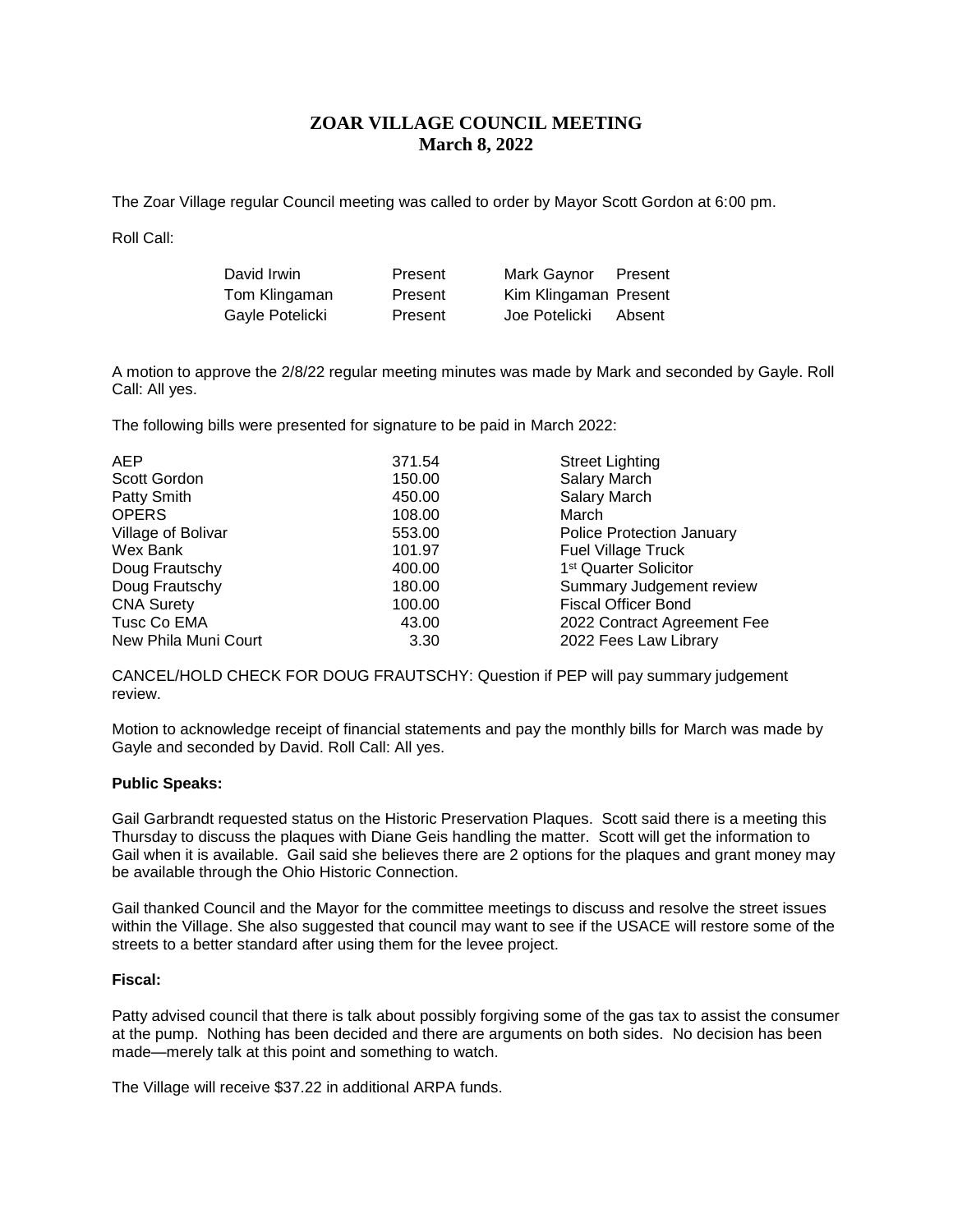# ZOAR VILLAGE COUNCIL MEETING
## March 8, 2022

The Zoar Village regular Council meeting was called to order by Mayor Scott Gordon at 6:00 pm.

Roll Call:

| | | | |
|---|---|---|---|
| David Irwin | Present | Mark Gaynor | Present |
| Tom Klingaman | Present | Kim Klingaman | Present |
| Gayle Potelicki | Present | Joe Potelicki | Absent |

A motion to approve the 2/8/22 regular meeting minutes was made by Mark and seconded by Gayle. Roll Call: All yes.

The following bills were presented for signature to be paid in March 2022:

| | | |
|---|---|---|
| AEP | 371.54 | Street Lighting |
| Scott Gordon | 150.00 | Salary March |
| Patty Smith | 450.00 | Salary March |
| OPERS | 108.00 | March |
| Village of Bolivar | 553.00 | Police Protection January |
| Wex Bank | 101.97 | Fuel Village Truck |
| Doug Frautschy | 400.00 | 1st Quarter Solicitor |
| Doug Frautschy | 180.00 | Summary Judgement review |
| CNA Surety | 100.00 | Fiscal Officer Bond |
| Tusc Co EMA | 43.00 | 2022 Contract Agreement Fee |
| New Phila Muni Court | 3.30 | 2022 Fees Law Library |

CANCEL/HOLD CHECK FOR DOUG FRAUTSCHY: Question if PEP will pay summary judgement review.

Motion to acknowledge receipt of financial statements and pay the monthly bills for March was made by Gayle and seconded by David. Roll Call: All yes.

**Public Speaks:**

Gail Garbrandt requested status on the Historic Preservation Plaques. Scott said there is a meeting this Thursday to discuss the plaques with Diane Geis handling the matter. Scott will get the information to Gail when it is available. Gail said she believes there are 2 options for the plaques and grant money may be available through the Ohio Historic Connection.

Gail thanked Council and the Mayor for the committee meetings to discuss and resolve the street issues within the Village. She also suggested that council may want to see if the USACE will restore some of the streets to a better standard after using them for the levee project.

**Fiscal:**

Patty advised council that there is talk about possibly forgiving some of the gas tax to assist the consumer at the pump. Nothing has been decided and there are arguments on both sides. No decision has been made—merely talk at this point and something to watch.

The Village will receive $37.22 in additional ARPA funds.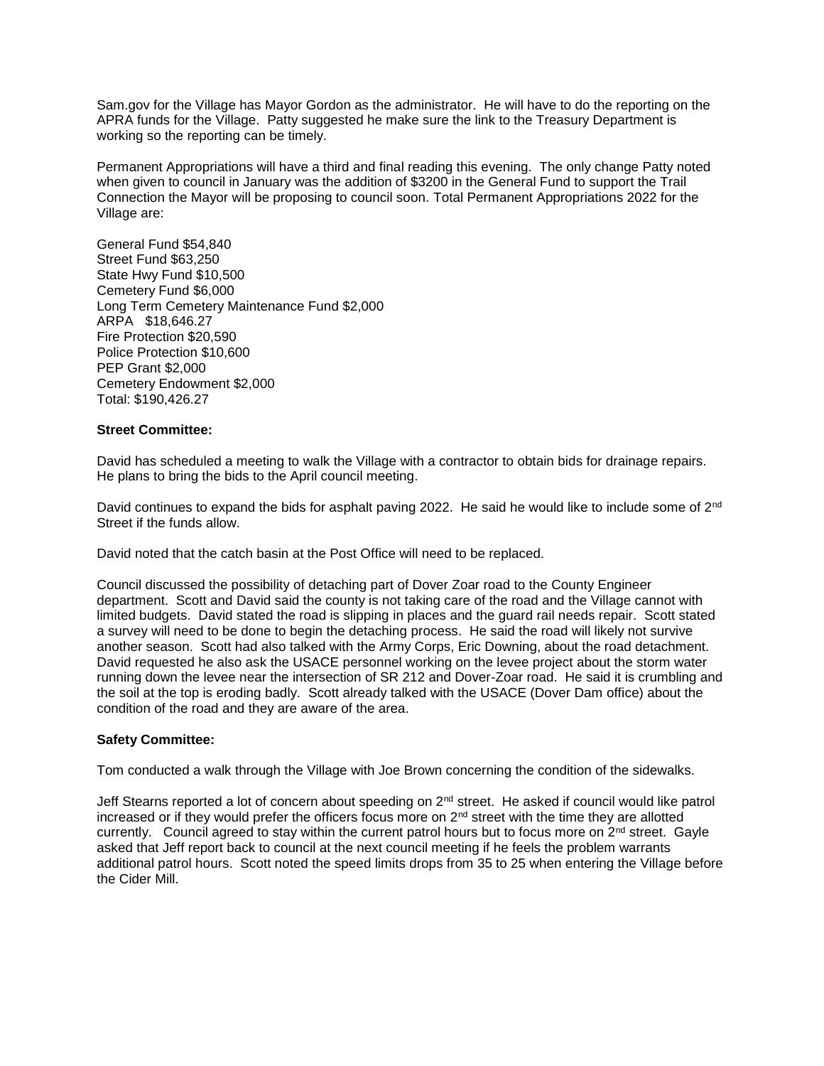Sam.gov for the Village has Mayor Gordon as the administrator. He will have to do the reporting on the APRA funds for the Village. Patty suggested he make sure the link to the Treasury Department is working so the reporting can be timely.

Permanent Appropriations will have a third and final reading this evening. The only change Patty noted when given to council in January was the addition of $3200 in the General Fund to support the Trail Connection the Mayor will be proposing to council soon. Total Permanent Appropriations 2022 for the Village are:

General Fund $54,840
Street Fund $63,250
State Hwy Fund $10,500
Cemetery Fund $6,000
Long Term Cemetery Maintenance Fund $2,000
ARPA $18,646.27
Fire Protection $20,590
Police Protection $10,600
PEP Grant $2,000
Cemetery Endowment $2,000
Total: $190,426.27

**Street Committee:**

David has scheduled a meeting to walk the Village with a contractor to obtain bids for drainage repairs. He plans to bring the bids to the April council meeting.

David continues to expand the bids for asphalt paving 2022. He said he would like to include some of 2nd Street if the funds allow.

David noted that the catch basin at the Post Office will need to be replaced.

Council discussed the possibility of detaching part of Dover Zoar road to the County Engineer department. Scott and David said the county is not taking care of the road and the Village cannot with limited budgets. David stated the road is slipping in places and the guard rail needs repair. Scott stated a survey will need to be done to begin the detaching process. He said the road will likely not survive another season. Scott had also talked with the Army Corps, Eric Downing, about the road detachment. David requested he also ask the USACE personnel working on the levee project about the storm water running down the levee near the intersection of SR 212 and Dover-Zoar road. He said it is crumbling and the soil at the top is eroding badly. Scott already talked with the USACE (Dover Dam office) about the condition of the road and they are aware of the area.

**Safety Committee:**

Tom conducted a walk through the Village with Joe Brown concerning the condition of the sidewalks.

Jeff Stearns reported a lot of concern about speeding on 2nd street. He asked if council would like patrol increased or if they would prefer the officers focus more on 2nd street with the time they are allotted currently. Council agreed to stay within the current patrol hours but to focus more on 2nd street. Gayle asked that Jeff report back to council at the next council meeting if he feels the problem warrants additional patrol hours. Scott noted the speed limits drops from 35 to 25 when entering the Village before the Cider Mill.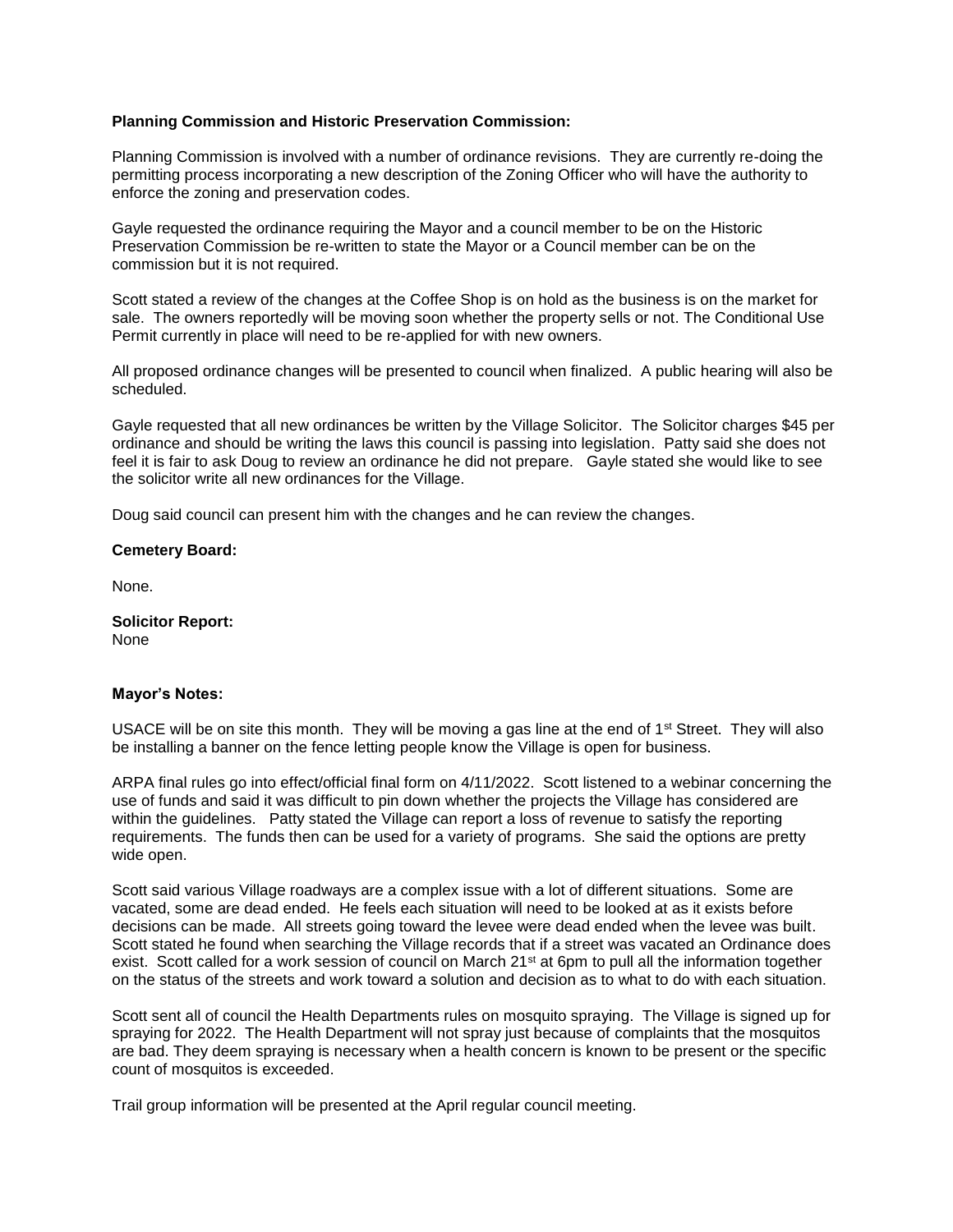**Planning Commission and Historic Preservation Commission:**

Planning Commission is involved with a number of ordinance revisions. They are currently re-doing the permitting process incorporating a new description of the Zoning Officer who will have the authority to enforce the zoning and preservation codes.

Gayle requested the ordinance requiring the Mayor and a council member to be on the Historic Preservation Commission be re-written to state the Mayor or a Council member can be on the commission but it is not required.

Scott stated a review of the changes at the Coffee Shop is on hold as the business is on the market for sale. The owners reportedly will be moving soon whether the property sells or not. The Conditional Use Permit currently in place will need to be re-applied for with new owners.

All proposed ordinance changes will be presented to council when finalized. A public hearing will also be scheduled.

Gayle requested that all new ordinances be written by the Village Solicitor. The Solicitor charges $45 per ordinance and should be writing the laws this council is passing into legislation. Patty said she does not feel it is fair to ask Doug to review an ordinance he did not prepare. Gayle stated she would like to see the solicitor write all new ordinances for the Village.

Doug said council can present him with the changes and he can review the changes.

**Cemetery Board:**

None.

**Solicitor Report:**
None

**Mayor's Notes:**

USACE will be on site this month. They will be moving a gas line at the end of 1st Street. They will also be installing a banner on the fence letting people know the Village is open for business.

ARPA final rules go into effect/official final form on 4/11/2022. Scott listened to a webinar concerning the use of funds and said it was difficult to pin down whether the projects the Village has considered are within the guidelines. Patty stated the Village can report a loss of revenue to satisfy the reporting requirements. The funds then can be used for a variety of programs. She said the options are pretty wide open.

Scott said various Village roadways are a complex issue with a lot of different situations. Some are vacated, some are dead ended. He feels each situation will need to be looked at as it exists before decisions can be made. All streets going toward the levee were dead ended when the levee was built. Scott stated he found when searching the Village records that if a street was vacated an Ordinance does exist. Scott called for a work session of council on March 21st at 6pm to pull all the information together on the status of the streets and work toward a solution and decision as to what to do with each situation.

Scott sent all of council the Health Departments rules on mosquito spraying. The Village is signed up for spraying for 2022. The Health Department will not spray just because of complaints that the mosquitos are bad. They deem spraying is necessary when a health concern is known to be present or the specific count of mosquitos is exceeded.

Trail group information will be presented at the April regular council meeting.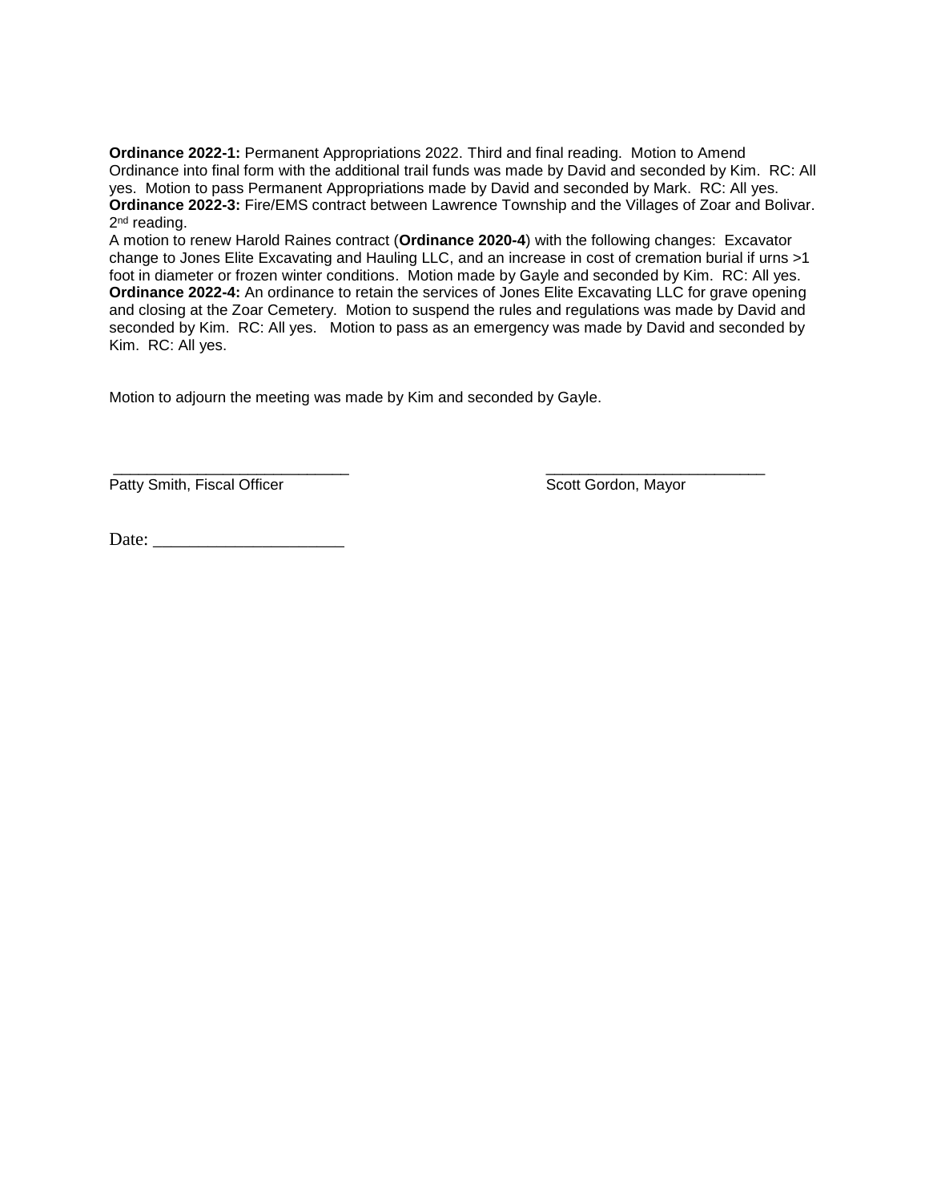**Ordinance 2022-1:** Permanent Appropriations 2022. Third and final reading. Motion to Amend Ordinance into final form with the additional trail funds was made by David and seconded by Kim. RC: All yes. Motion to pass Permanent Appropriations made by David and seconded by Mark. RC: All yes.
**Ordinance 2022-3:** Fire/EMS contract between Lawrence Township and the Villages of Zoar and Bolivar. $2^{nd}$ reading.
A motion to renew Harold Raines contract (**Ordinance 2020-4**) with the following changes: Excavator change to Jones Elite Excavating and Hauling LLC, and an increase in cost of cremation burial if urns >1 foot in diameter or frozen winter conditions. Motion made by Gayle and seconded by Kim. RC: All yes.
**Ordinance 2022-4:** An ordinance to retain the services of Jones Elite Excavating LLC for grave opening and closing at the Zoar Cemetery. Motion to suspend the rules and regulations was made by David and seconded by Kim. RC: All yes. Motion to pass as an emergency was made by David and seconded by Kim. RC: All yes.

Motion to adjourn the meeting was made by Kim and seconded by Gayle.

___________________________ ___________________________
Patty Smith, Fiscal Officer Scott Gordon, Mayor

Date: _____________________